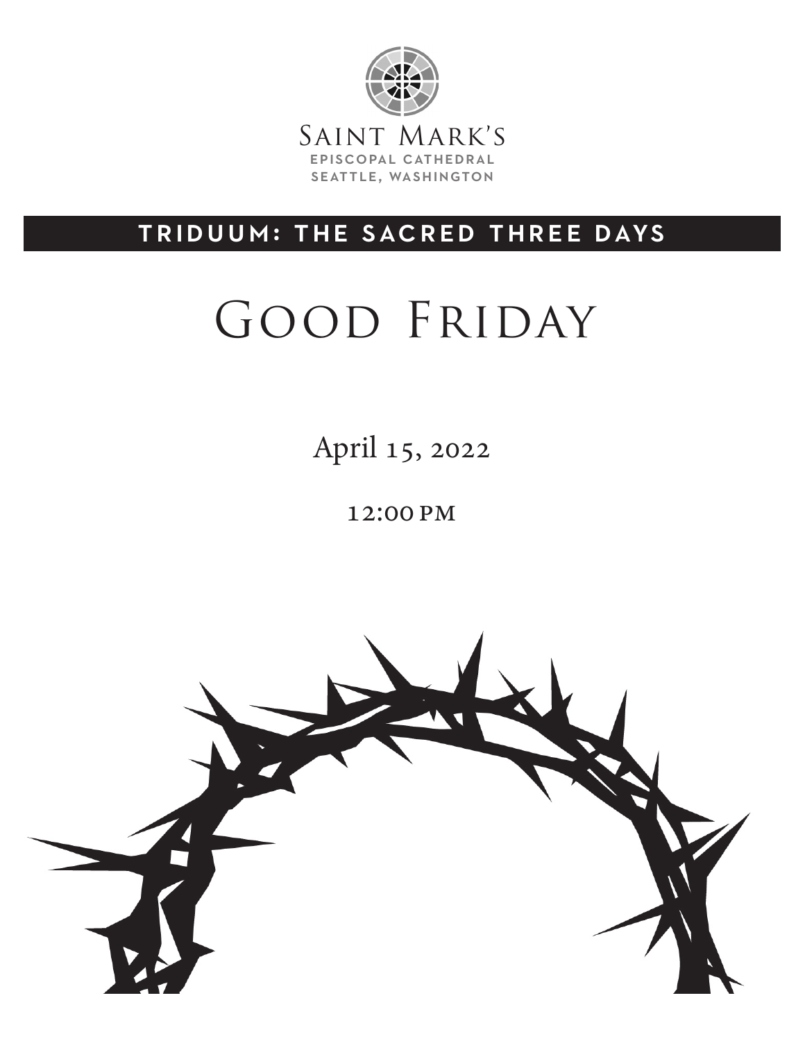Saint Mark's

EPISCOPAL CATHEDRAL
SEATTLE, WASHINGTON

**TRIDUUM: THE SACRED THREE DAYS**

# Good Friday

April 15, 2022

12:00 PM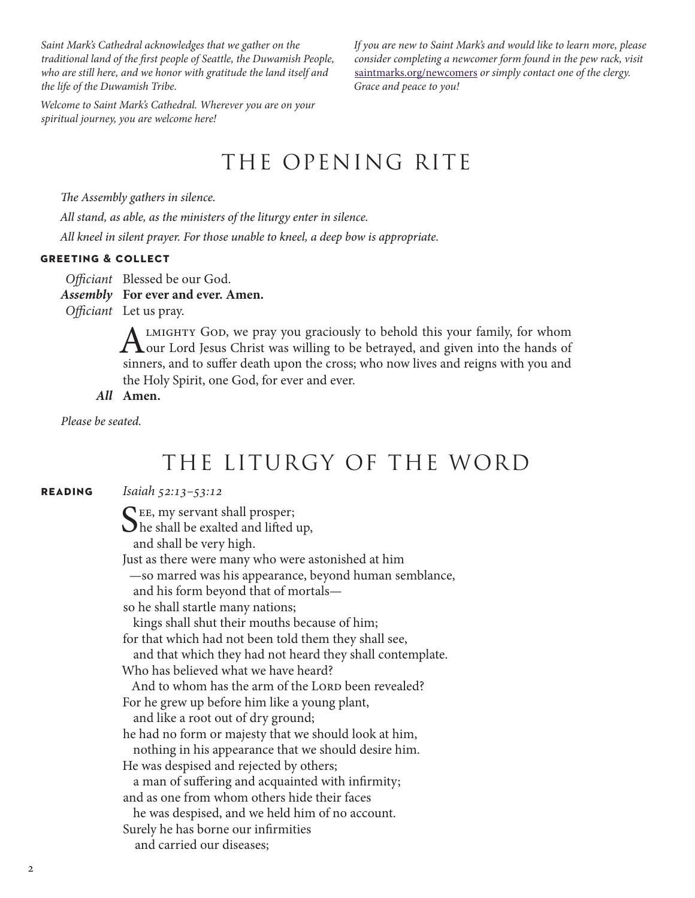*Saint Mark's Cathedral acknowledges that we gather on the traditional land of the first people of Seattle, the Duwamish People, who are still here, and we honor with gratitude the land itself and the life of the Duwamish Tribe.*

*Welcome to Saint Mark's Cathedral. Wherever you are on your spiritual journey, you are welcome here!*

*If you are new to Saint Mark's and would like to learn more, please consider completing a newcomer form found in the pew rack, visit* saintmarks.org/newcomers *or simply contact one of the clergy. Grace and peace to you!*

# THE OPENING RITE

*The Assembly gathers in silence.*

*All stand, as able, as the ministers of the liturgy enter in silence.*

*All kneel in silent prayer. For those unable to kneel, a deep bow is appropriate.*

### GREETING & COLLECT

*Officiant* Blessed be our God.
***Assembly*** **For ever and ever. Amen.**
*Officiant* Let us pray.

Almighty God, we pray you graciously to behold this your family, for whom our Lord Jesus Christ was willing to be betrayed, and given into the hands of sinners, and to suffer death upon the cross; who now lives and reigns with you and the Holy Spirit, one God, for ever and ever.

***All*** **Amen.**

*Please be seated.*

# THE LITURGY OF THE WORD

### READING

*Isaiah 52:13–53:12*

See, my servant shall prosper;
he shall be exalted and lifted up,
  and shall be very high.
Just as there were many who were astonished at him
  —so marred was his appearance, beyond human semblance,
  and his form beyond that of mortals—
so he shall startle many nations;
  kings shall shut their mouths because of him;
for that which had not been told them they shall see,
  and that which they had not heard they shall contemplate.
Who has believed what we have heard?
  And to whom has the arm of the Lord been revealed?
For he grew up before him like a young plant,
  and like a root out of dry ground;
he had no form or majesty that we should look at him,
  nothing in his appearance that we should desire him.
He was despised and rejected by others;
  a man of suffering and acquainted with infirmity;
and as one from whom others hide their faces
  he was despised, and we held him of no account.
Surely he has borne our infirmities
  and carried our diseases;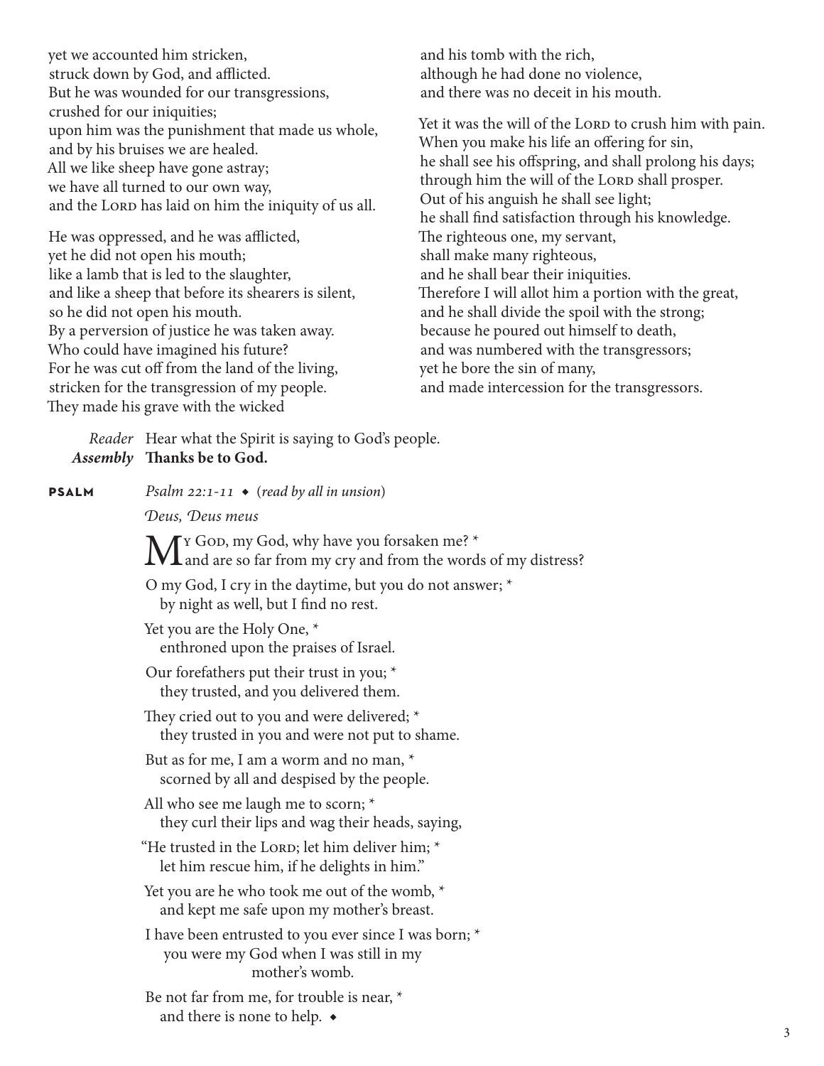yet we accounted him stricken,
struck down by God, and afflicted.
But he was wounded for our transgressions,
crushed for our iniquities;
upon him was the punishment that made us whole,
and by his bruises we are healed.
All we like sheep have gone astray;
we have all turned to our own way,
and the Lord has laid on him the iniquity of us all.

He was oppressed, and he was afflicted,
yet he did not open his mouth;
like a lamb that is led to the slaughter,
and like a sheep that before its shearers is silent,
so he did not open his mouth.
By a perversion of justice he was taken away.
Who could have imagined his future?
For he was cut off from the land of the living,
stricken for the transgression of my people.
They made his grave with the wicked
and his tomb with the rich,
although he had done no violence,
and there was no deceit in his mouth.

Yet it was the will of the Lord to crush him with pain.
When you make his life an offering for sin,
he shall see his offspring, and shall prolong his days;
through him the will of the Lord shall prosper.
Out of his anguish he shall see light;
he shall find satisfaction through his knowledge.
The righteous one, my servant,
shall make many righteous,
and he shall bear their iniquities.
Therefore I will allot him a portion with the great,
and he shall divide the spoil with the strong;
because he poured out himself to death,
and was numbered with the transgressors;
yet he bore the sin of many,
and made intercession for the transgressors.

*Reader* Hear what the Spirit is saying to God's people.
***Assembly*** **Thanks be to God.**

**PSALM** *Psalm 22:1-11* ◆ (*read by all in unsion*)

*Deus, Deus meus*

My God, my God, why have you forsaken me? *
and are so far from my cry and from the words of my distress?

O my God, I cry in the daytime, but you do not answer; *
by night as well, but I find no rest.

Yet you are the Holy One, *
enthroned upon the praises of Israel.

Our forefathers put their trust in you; *
they trusted, and you delivered them.

They cried out to you and were delivered; *
they trusted in you and were not put to shame.

But as for me, I am a worm and no man, *
scorned by all and despised by the people.

All who see me laugh me to scorn; *
they curl their lips and wag their heads, saying,

"He trusted in the Lord; let him deliver him; *
let him rescue him, if he delights in him."

Yet you are he who took me out of the womb, *
and kept me safe upon my mother's breast.

I have been entrusted to you ever since I was born; *
you were my God when I was still in my mother's womb.

Be not far from me, for trouble is near, *
and there is none to help. ◆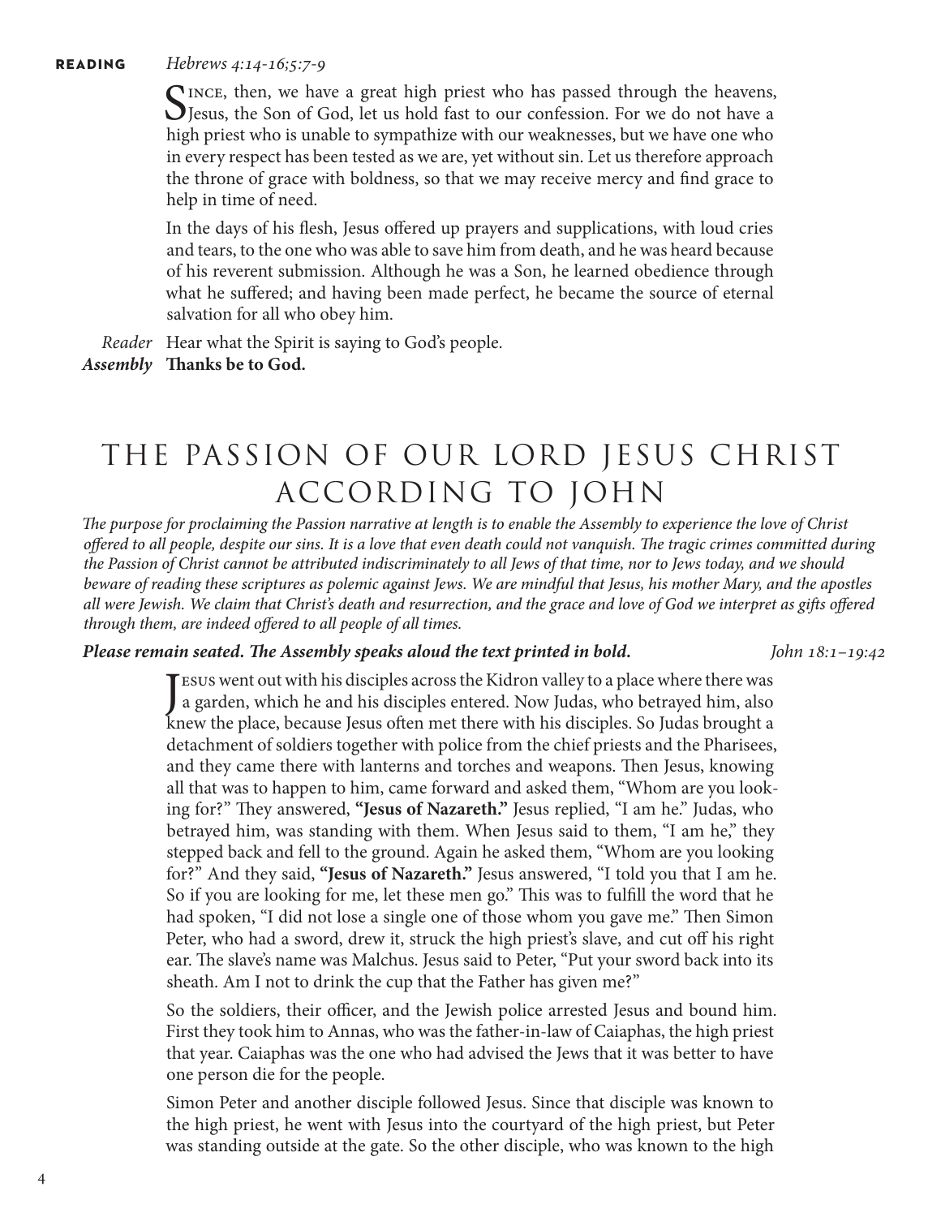**READING** *Hebrews 4:14-16;5:7-9*

Since, then, we have a great high priest who has passed through the heavens, Jesus, the Son of God, let us hold fast to our confession. For we do not have a high priest who is unable to sympathize with our weaknesses, but we have one who in every respect has been tested as we are, yet without sin. Let us therefore approach the throne of grace with boldness, so that we may receive mercy and find grace to help in time of need.

In the days of his flesh, Jesus offered up prayers and supplications, with loud cries and tears, to the one who was able to save him from death, and he was heard because of his reverent submission. Although he was a Son, he learned obedience through what he suffered; and having been made perfect, he became the source of eternal salvation for all who obey him.

*Reader* Hear what the Spirit is saying to God's people.
***Assembly*** **Thanks be to God.**

# THE PASSION OF OUR LORD JESUS CHRIST ACCORDING TO JOHN

*The purpose for proclaiming the Passion narrative at length is to enable the Assembly to experience the love of Christ offered to all people, despite our sins. It is a love that even death could not vanquish. The tragic crimes committed during the Passion of Christ cannot be attributed indiscriminately to all Jews of that time, nor to Jews today, and we should beware of reading these scriptures as polemic against Jews. We are mindful that Jesus, his mother Mary, and the apostles all were Jewish. We claim that Christ's death and resurrection, and the grace and love of God we interpret as gifts offered through them, are indeed offered to all people of all times.*

***Please remain seated. The Assembly speaks aloud the text printed in bold.*** *John 18:1–19:42*

Jesus went out with his disciples across the Kidron valley to a place where there was a garden, which he and his disciples entered. Now Judas, who betrayed him, also knew the place, because Jesus often met there with his disciples. So Judas brought a detachment of soldiers together with police from the chief priests and the Pharisees, and they came there with lanterns and torches and weapons. Then Jesus, knowing all that was to happen to him, came forward and asked them, "Whom are you looking for?" They answered, **"Jesus of Nazareth."** Jesus replied, "I am he." Judas, who betrayed him, was standing with them. When Jesus said to them, "I am he," they stepped back and fell to the ground. Again he asked them, "Whom are you looking for?" And they said, **"Jesus of Nazareth."** Jesus answered, "I told you that I am he. So if you are looking for me, let these men go." This was to fulfill the word that he had spoken, "I did not lose a single one of those whom you gave me." Then Simon Peter, who had a sword, drew it, struck the high priest's slave, and cut off his right ear. The slave's name was Malchus. Jesus said to Peter, "Put your sword back into its sheath. Am I not to drink the cup that the Father has given me?"

So the soldiers, their officer, and the Jewish police arrested Jesus and bound him. First they took him to Annas, who was the father-in-law of Caiaphas, the high priest that year. Caiaphas was the one who had advised the Jews that it was better to have one person die for the people.

Simon Peter and another disciple followed Jesus. Since that disciple was known to the high priest, he went with Jesus into the courtyard of the high priest, but Peter was standing outside at the gate. So the other disciple, who was known to the high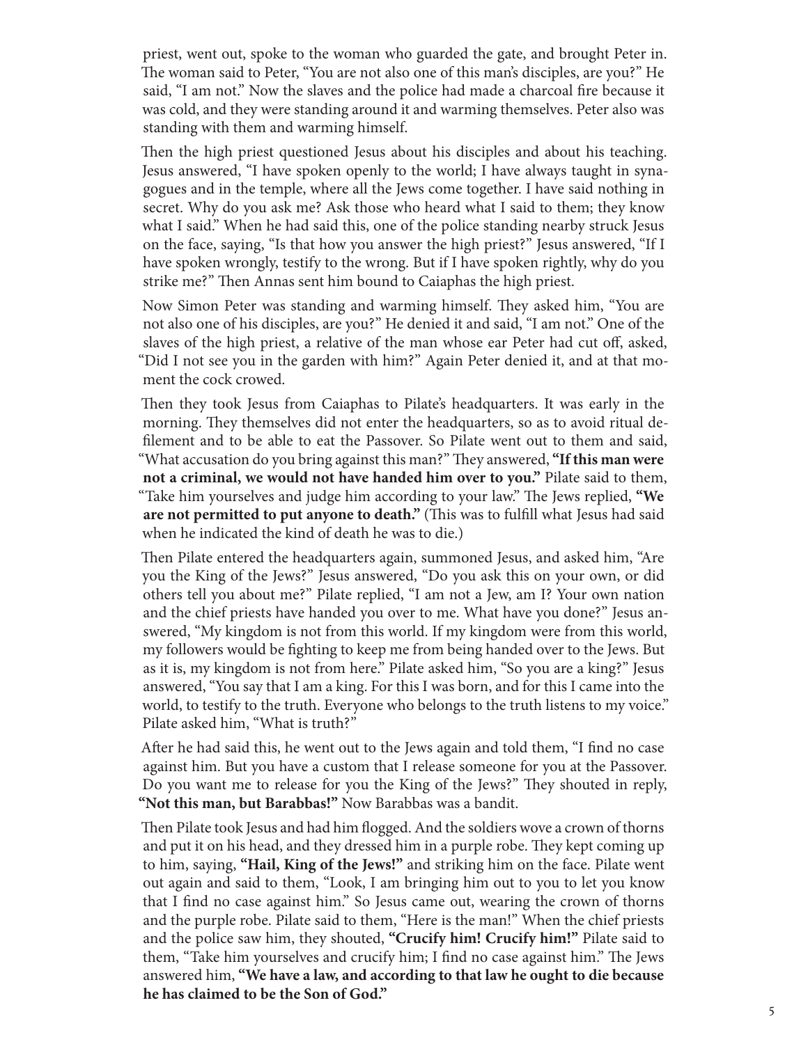priest, went out, spoke to the woman who guarded the gate, and brought Peter in. The woman said to Peter, "You are not also one of this man's disciples, are you?" He said, "I am not." Now the slaves and the police had made a charcoal fire because it was cold, and they were standing around it and warming themselves. Peter also was standing with them and warming himself.

Then the high priest questioned Jesus about his disciples and about his teaching. Jesus answered, "I have spoken openly to the world; I have always taught in synagogues and in the temple, where all the Jews come together. I have said nothing in secret. Why do you ask me? Ask those who heard what I said to them; they know what I said." When he had said this, one of the police standing nearby struck Jesus on the face, saying, "Is that how you answer the high priest?" Jesus answered, "If I have spoken wrongly, testify to the wrong. But if I have spoken rightly, why do you strike me?" Then Annas sent him bound to Caiaphas the high priest.

Now Simon Peter was standing and warming himself. They asked him, "You are not also one of his disciples, are you?" He denied it and said, "I am not." One of the slaves of the high priest, a relative of the man whose ear Peter had cut off, asked, "Did I not see you in the garden with him?" Again Peter denied it, and at that moment the cock crowed.

Then they took Jesus from Caiaphas to Pilate's headquarters. It was early in the morning. They themselves did not enter the headquarters, so as to avoid ritual defilement and to be able to eat the Passover. So Pilate went out to them and said, "What accusation do you bring against this man?" They answered, **"If this man were not a criminal, we would not have handed him over to you."** Pilate said to them, "Take him yourselves and judge him according to your law." The Jews replied, **"We are not permitted to put anyone to death."** (This was to fulfill what Jesus had said when he indicated the kind of death he was to die.)

Then Pilate entered the headquarters again, summoned Jesus, and asked him, "Are you the King of the Jews?" Jesus answered, "Do you ask this on your own, or did others tell you about me?" Pilate replied, "I am not a Jew, am I? Your own nation and the chief priests have handed you over to me. What have you done?" Jesus answered, "My kingdom is not from this world. If my kingdom were from this world, my followers would be fighting to keep me from being handed over to the Jews. But as it is, my kingdom is not from here." Pilate asked him, "So you are a king?" Jesus answered, "You say that I am a king. For this I was born, and for this I came into the world, to testify to the truth. Everyone who belongs to the truth listens to my voice." Pilate asked him, "What is truth?"

After he had said this, he went out to the Jews again and told them, "I find no case against him. But you have a custom that I release someone for you at the Passover. Do you want me to release for you the King of the Jews?" They shouted in reply, **"Not this man, but Barabbas!"** Now Barabbas was a bandit.

Then Pilate took Jesus and had him flogged. And the soldiers wove a crown of thorns and put it on his head, and they dressed him in a purple robe. They kept coming up to him, saying, **"Hail, King of the Jews!"** and striking him on the face. Pilate went out again and said to them, "Look, I am bringing him out to you to let you know that I find no case against him." So Jesus came out, wearing the crown of thorns and the purple robe. Pilate said to them, "Here is the man!" When the chief priests and the police saw him, they shouted, **"Crucify him! Crucify him!"** Pilate said to them, "Take him yourselves and crucify him; I find no case against him." The Jews answered him, **"We have a law, and according to that law he ought to die because he has claimed to be the Son of God."**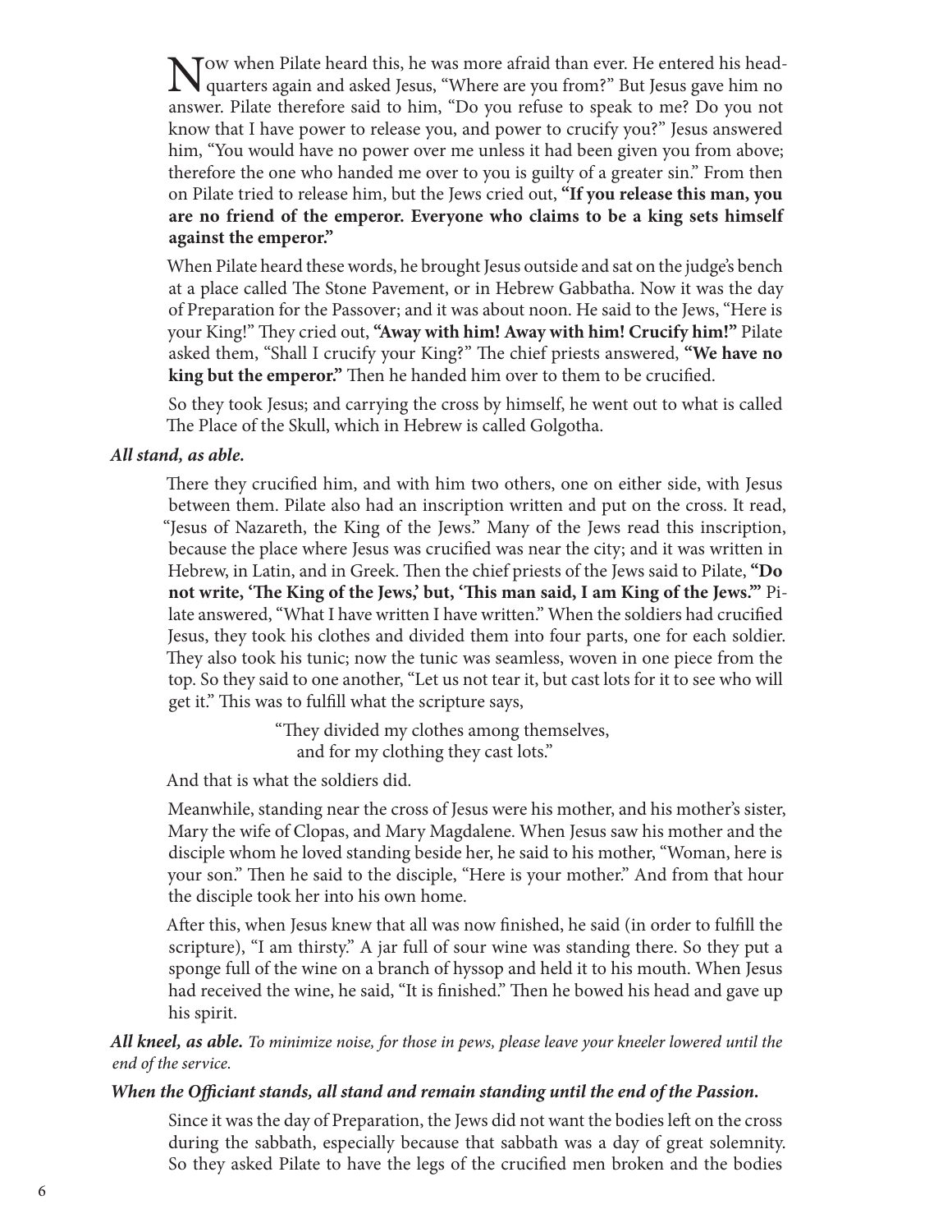Now when Pilate heard this, he was more afraid than ever. He entered his headquarters again and asked Jesus, "Where are you from?" But Jesus gave him no answer. Pilate therefore said to him, "Do you refuse to speak to me? Do you not know that I have power to release you, and power to crucify you?" Jesus answered him, "You would have no power over me unless it had been given you from above; therefore the one who handed me over to you is guilty of a greater sin." From then on Pilate tried to release him, but the Jews cried out, **"If you release this man, you are no friend of the emperor. Everyone who claims to be a king sets himself against the emperor."**

When Pilate heard these words, he brought Jesus outside and sat on the judge's bench at a place called The Stone Pavement, or in Hebrew Gabbatha. Now it was the day of Preparation for the Passover; and it was about noon. He said to the Jews, "Here is your King!" They cried out, **"Away with him! Away with him! Crucify him!"** Pilate asked them, "Shall I crucify your King?" The chief priests answered, **"We have no king but the emperor."** Then he handed him over to them to be crucified.

So they took Jesus; and carrying the cross by himself, he went out to what is called The Place of the Skull, which in Hebrew is called Golgotha.

***All stand, as able.***

There they crucified him, and with him two others, one on either side, with Jesus between them. Pilate also had an inscription written and put on the cross. It read, "Jesus of Nazareth, the King of the Jews." Many of the Jews read this inscription, because the place where Jesus was crucified was near the city; and it was written in Hebrew, in Latin, and in Greek. Then the chief priests of the Jews said to Pilate, **"Do not write, 'The King of the Jews,' but, 'This man said, I am King of the Jews.'"** Pilate answered, "What I have written I have written." When the soldiers had crucified Jesus, they took his clothes and divided them into four parts, one for each soldier. They also took his tunic; now the tunic was seamless, woven in one piece from the top. So they said to one another, "Let us not tear it, but cast lots for it to see who will get it." This was to fulfill what the scripture says,

> "They divided my clothes among themselves,
> and for my clothing they cast lots."

And that is what the soldiers did.

Meanwhile, standing near the cross of Jesus were his mother, and his mother's sister, Mary the wife of Clopas, and Mary Magdalene. When Jesus saw his mother and the disciple whom he loved standing beside her, he said to his mother, "Woman, here is your son." Then he said to the disciple, "Here is your mother." And from that hour the disciple took her into his own home.

After this, when Jesus knew that all was now finished, he said (in order to fulfill the scripture), "I am thirsty." A jar full of sour wine was standing there. So they put a sponge full of the wine on a branch of hyssop and held it to his mouth. When Jesus had received the wine, he said, "It is finished." Then he bowed his head and gave up his spirit.

***All kneel, as able.*** *To minimize noise, for those in pews, please leave your kneeler lowered until the end of the service.*

***When the Officiant stands, all stand and remain standing until the end of the Passion.***

Since it was the day of Preparation, the Jews did not want the bodies left on the cross during the sabbath, especially because that sabbath was a day of great solemnity. So they asked Pilate to have the legs of the crucified men broken and the bodies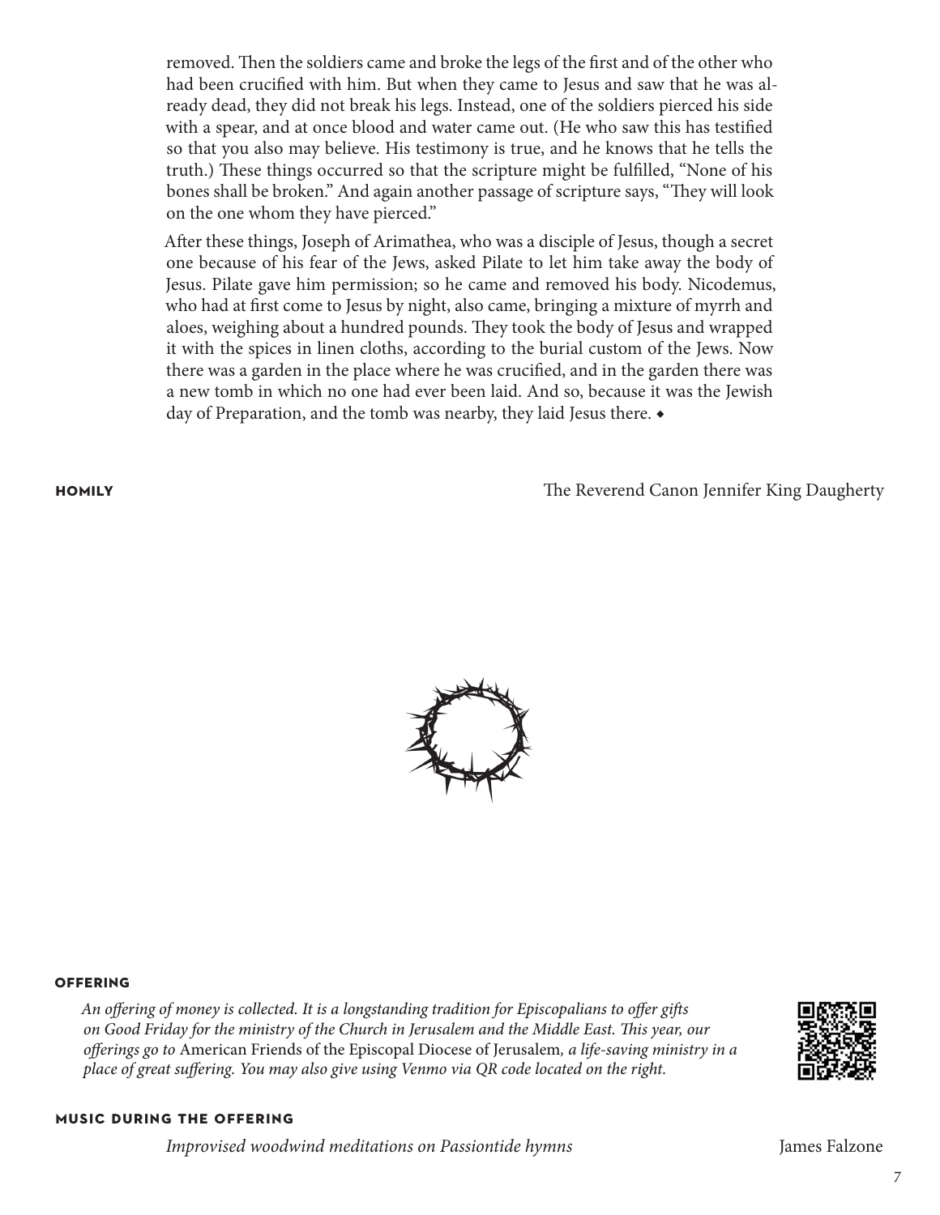removed. Then the soldiers came and broke the legs of the first and of the other who had been crucified with him. But when they came to Jesus and saw that he was already dead, they did not break his legs. Instead, one of the soldiers pierced his side with a spear, and at once blood and water came out. (He who saw this has testified so that you also may believe. His testimony is true, and he knows that he tells the truth.) These things occurred so that the scripture might be fulfilled, "None of his bones shall be broken." And again another passage of scripture says, "They will look on the one whom they have pierced."

After these things, Joseph of Arimathea, who was a disciple of Jesus, though a secret one because of his fear of the Jews, asked Pilate to let him take away the body of Jesus. Pilate gave him permission; so he came and removed his body. Nicodemus, who had at first come to Jesus by night, also came, bringing a mixture of myrrh and aloes, weighing about a hundred pounds. They took the body of Jesus and wrapped it with the spices in linen cloths, according to the burial custom of the Jews. Now there was a garden in the place where he was crucified, and in the garden there was a new tomb in which no one had ever been laid. And so, because it was the Jewish day of Preparation, and the tomb was nearby, they laid Jesus there. ◆

**HOMILY** — The Reverend Canon Jennifer King Daugherty

**OFFERING**

*An offering of money is collected. It is a longstanding tradition for Episcopalians to offer gifts on Good Friday for the ministry of the Church in Jerusalem and the Middle East. This year, our offerings go to* American Friends of the Episcopal Diocese of Jerusalem*, a life-saving ministry in a place of great suffering. You may also give using Venmo via QR code located on the right.*

**MUSIC DURING THE OFFERING**

*Improvised woodwind meditations on Passiontide hymns* — James Falzone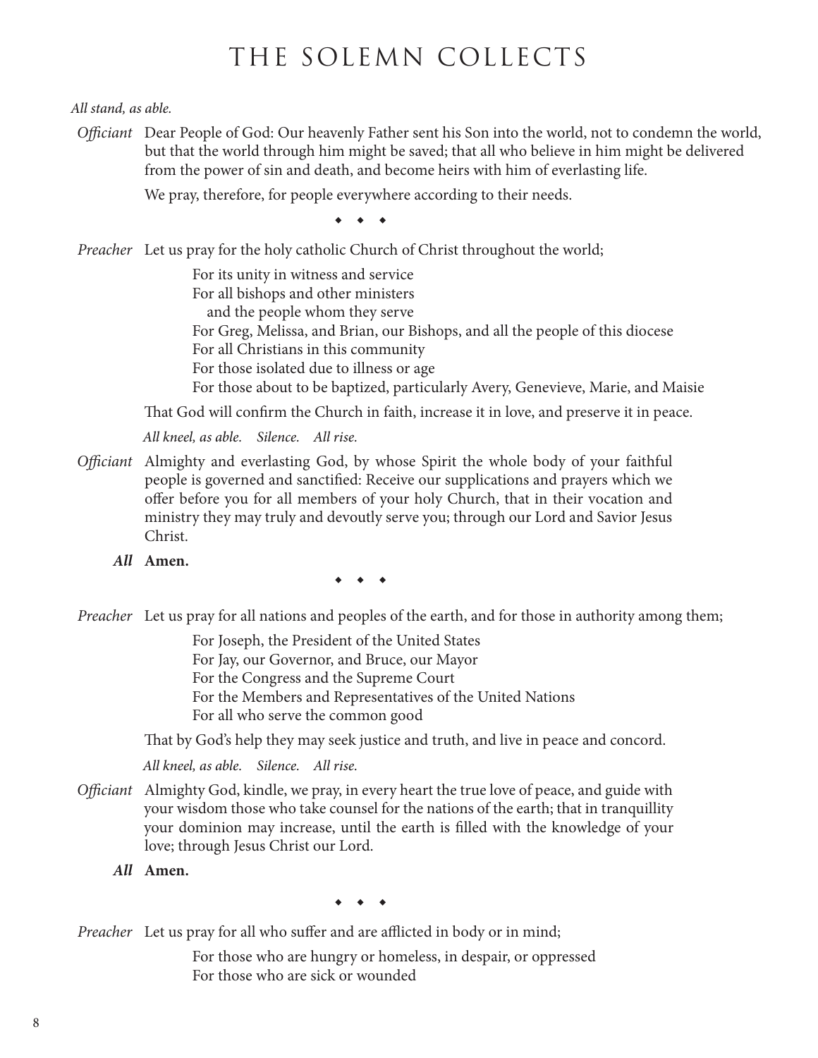# THE SOLEMN COLLECTS

*All stand, as able.*

*Officiant* Dear People of God: Our heavenly Father sent his Son into the world, not to condemn the world, but that the world through him might be saved; that all who believe in him might be delivered from the power of sin and death, and become heirs with him of everlasting life.

We pray, therefore, for people everywhere according to their needs.

◆ ◆ ◆

*Preacher* Let us pray for the holy catholic Church of Christ throughout the world;

For its unity in witness and service
For all bishops and other ministers
  and the people whom they serve
For Greg, Melissa, and Brian, our Bishops, and all the people of this diocese
For all Christians in this community
For those isolated due to illness or age
For those about to be baptized, particularly Avery, Genevieve, Marie, and Maisie

That God will confirm the Church in faith, increase it in love, and preserve it in peace.

*All kneel, as able. Silence. All rise.*

*Officiant* Almighty and everlasting God, by whose Spirit the whole body of your faithful people is governed and sanctified: Receive our supplications and prayers which we offer before you for all members of your holy Church, that in their vocation and ministry they may truly and devoutly serve you; through our Lord and Savior Jesus Christ.

***All*** **Amen.**

◆ ◆ ◆

*Preacher* Let us pray for all nations and peoples of the earth, and for those in authority among them;

For Joseph, the President of the United States
For Jay, our Governor, and Bruce, our Mayor
For the Congress and the Supreme Court
For the Members and Representatives of the United Nations
For all who serve the common good

That by God's help they may seek justice and truth, and live in peace and concord.

*All kneel, as able. Silence. All rise.*

*Officiant* Almighty God, kindle, we pray, in every heart the true love of peace, and guide with your wisdom those who take counsel for the nations of the earth; that in tranquillity your dominion may increase, until the earth is filled with the knowledge of your love; through Jesus Christ our Lord.

***All*** **Amen.**

◆ ◆ ◆

*Preacher* Let us pray for all who suffer and are afflicted in body or in mind;

For those who are hungry or homeless, in despair, or oppressed
For those who are sick or wounded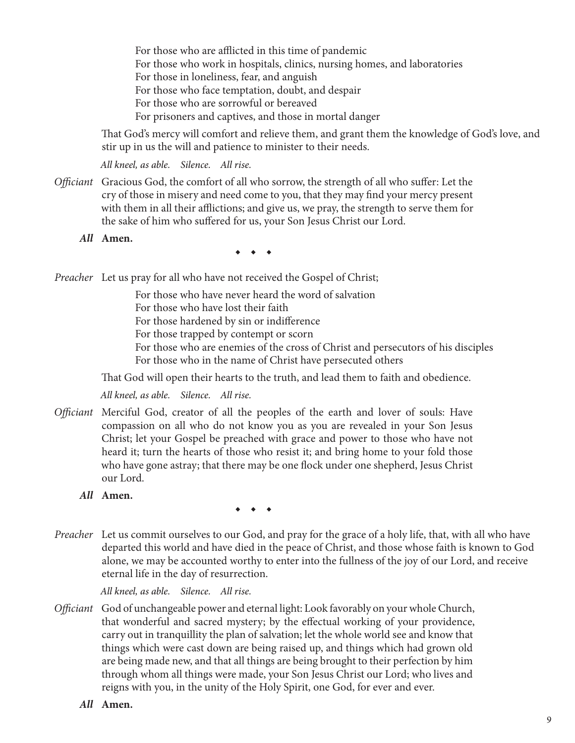For those who are afflicted in this time of pandemic
For those who work in hospitals, clinics, nursing homes, and laboratories
For those in loneliness, fear, and anguish
For those who face temptation, doubt, and despair
For those who are sorrowful or bereaved
For prisoners and captives, and those in mortal danger

That God's mercy will comfort and relieve them, and grant them the knowledge of God's love, and stir up in us the will and patience to minister to their needs.

*All kneel, as able. Silence. All rise.*

*Officiant* Gracious God, the comfort of all who sorrow, the strength of all who suffer: Let the cry of those in misery and need come to you, that they may find your mercy present with them in all their afflictions; and give us, we pray, the strength to serve them for the sake of him who suffered for us, your Son Jesus Christ our Lord.

***All*** **Amen.**

◆ ◆ ◆

*Preacher* Let us pray for all who have not received the Gospel of Christ;

For those who have never heard the word of salvation
For those who have lost their faith
For those hardened by sin or indifference
For those trapped by contempt or scorn
For those who are enemies of the cross of Christ and persecutors of his disciples
For those who in the name of Christ have persecuted others

That God will open their hearts to the truth, and lead them to faith and obedience.

*All kneel, as able. Silence. All rise.*

*Officiant* Merciful God, creator of all the peoples of the earth and lover of souls: Have compassion on all who do not know you as you are revealed in your Son Jesus Christ; let your Gospel be preached with grace and power to those who have not heard it; turn the hearts of those who resist it; and bring home to your fold those who have gone astray; that there may be one flock under one shepherd, Jesus Christ our Lord.

***All*** **Amen.**

◆ ◆ ◆

*Preacher* Let us commit ourselves to our God, and pray for the grace of a holy life, that, with all who have departed this world and have died in the peace of Christ, and those whose faith is known to God alone, we may be accounted worthy to enter into the fullness of the joy of our Lord, and receive eternal life in the day of resurrection.

*All kneel, as able. Silence. All rise.*

*Officiant* God of unchangeable power and eternal light: Look favorably on your whole Church, that wonderful and sacred mystery; by the effectual working of your providence, carry out in tranquillity the plan of salvation; let the whole world see and know that things which were cast down are being raised up, and things which had grown old are being made new, and that all things are being brought to their perfection by him through whom all things were made, your Son Jesus Christ our Lord; who lives and reigns with you, in the unity of the Holy Spirit, one God, for ever and ever.

***All*** **Amen.**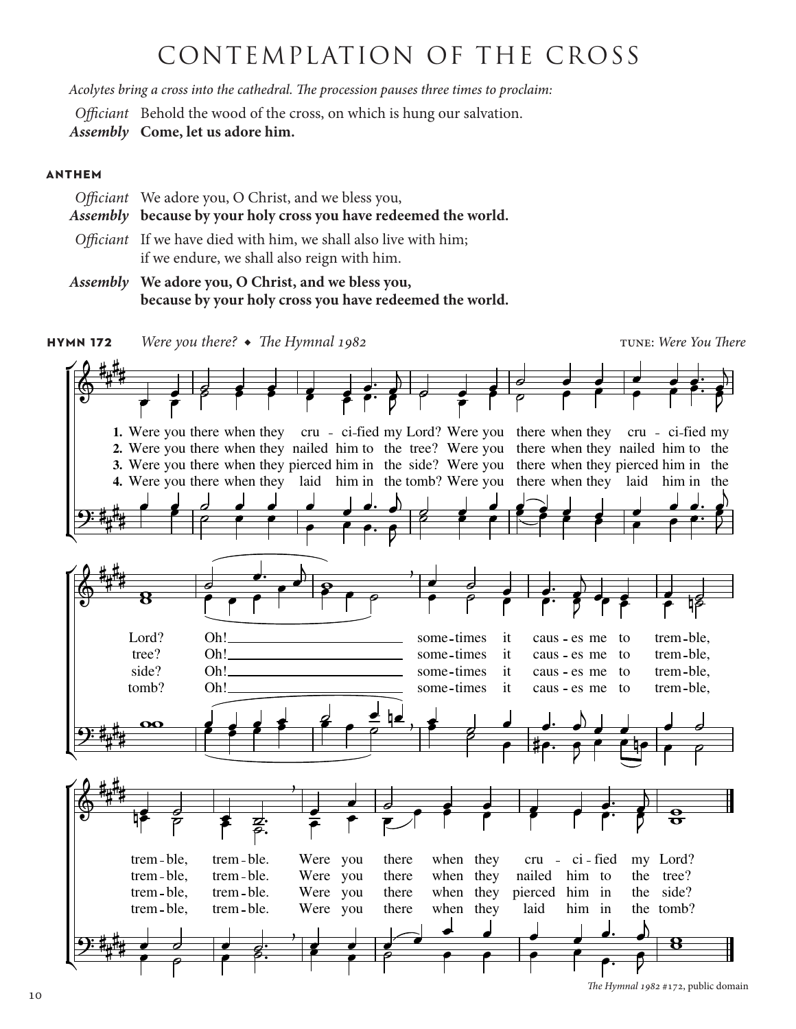# CONTEMPLATION OF THE CROSS

*Acolytes bring a cross into the cathedral. The procession pauses three times to proclaim:*

*Officiant* Behold the wood of the cross, on which is hung our salvation.
***Assembly*** **Come, let us adore him.**

### ANTHEM

*Officiant* We adore you, O Christ, and we bless you,
***Assembly*** **because by your holy cross you have redeemed the world.**

*Officiant* If we have died with him, we shall also live with him;
if we endure, we shall also reign with him.

***Assembly*** **We adore you, O Christ, and we bless you,**
**because by your holy cross you have redeemed the world.**

**HYMN 172** *Were you there?* ◆ *The Hymnal 1982* TUNE: *Were You There*

1. Were you there when they cru - ci-fied my Lord? Were you there when they cru - ci-fied my Lord? Oh! some-times it caus - es me to trem-ble, trem-ble, trem-ble. Were you there when they cru - ci - fied my Lord?
2. Were you there when they nailed him to the tree? Were you there when they nailed him to the tree? Oh! some-times it caus - es me to trem-ble, trem-ble, trem-ble. Were you there when they nailed him to the tree?
3. Were you there when they pierced him in the side? Were you there when they pierced him in the side? Oh! some-times it caus - es me to trem-ble, trem-ble, trem-ble. Were you there when they pierced him in the side?
4. Were you there when they laid him in the tomb? Were you there when they laid him in the tomb? Oh! some-times it caus - es me to trem-ble, trem-ble, trem-ble. Were you there when they laid him in the tomb?

*The Hymnal 1982* #172, public domain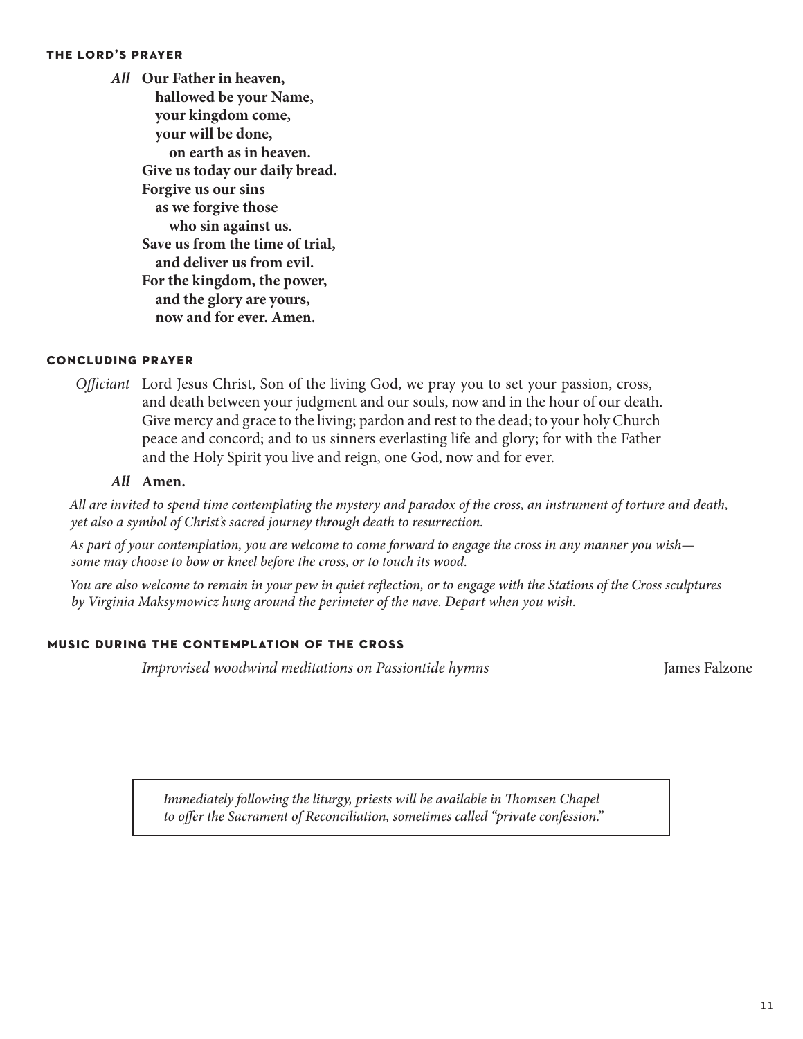## THE LORD'S PRAYER

*All* **Our Father in heaven,**
**hallowed be your Name,**
**your kingdom come,**
**your will be done,**
**on earth as in heaven.**
**Give us today our daily bread.**
**Forgive us our sins**
**as we forgive those**
**who sin against us.**
**Save us from the time of trial,**
**and deliver us from evil.**
**For the kingdom, the power,**
**and the glory are yours,**
**now and for ever. Amen.**

## CONCLUDING PRAYER

*Officiant* Lord Jesus Christ, Son of the living God, we pray you to set your passion, cross, and death between your judgment and our souls, now and in the hour of our death. Give mercy and grace to the living; pardon and rest to the dead; to your holy Church peace and concord; and to us sinners everlasting life and glory; for with the Father and the Holy Spirit you live and reign, one God, now and for ever.

*All* **Amen.**

*All are invited to spend time contemplating the mystery and paradox of the cross, an instrument of torture and death, yet also a symbol of Christ's sacred journey through death to resurrection.*

*As part of your contemplation, you are welcome to come forward to engage the cross in any manner you wish—some may choose to bow or kneel before the cross, or to touch its wood.*

*You are also welcome to remain in your pew in quiet reflection, or to engage with the Stations of the Cross sculptures by Virginia Maksymowicz hung around the perimeter of the nave. Depart when you wish.*

## MUSIC DURING THE CONTEMPLATION OF THE CROSS

*Improvised woodwind meditations on Passiontide hymns* — James Falzone

*Immediately following the liturgy, priests will be available in Thomsen Chapel to offer the Sacrament of Reconciliation, sometimes called "private confession."*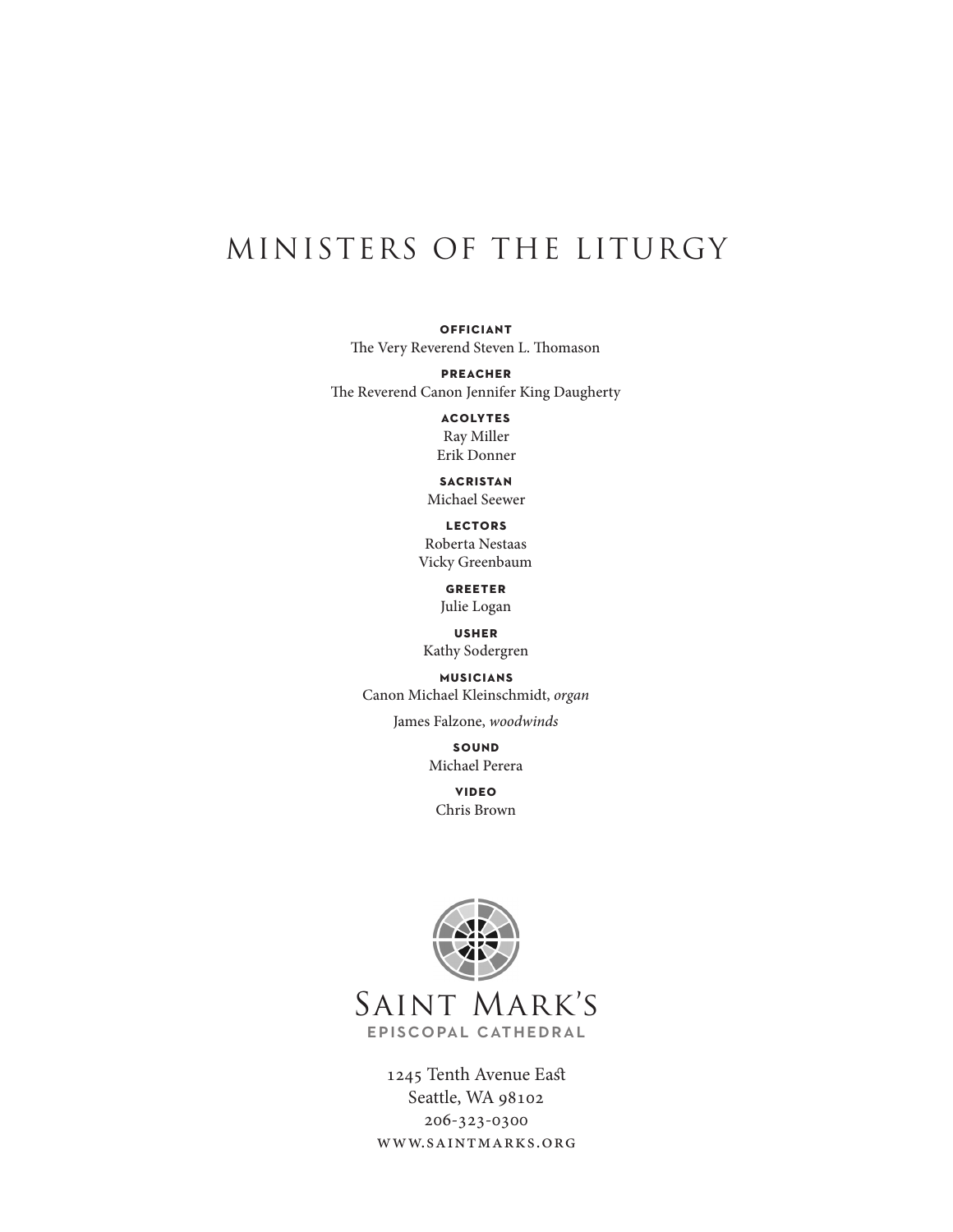# MINISTERS OF THE LITURGY

**OFFICIANT**
The Very Reverend Steven L. Thomason

**PREACHER**
The Reverend Canon Jennifer King Daugherty

**ACOLYTES**
Ray Miller
Erik Donner

**SACRISTAN**
Michael Seewer

**LECTORS**
Roberta Nestaas
Vicky Greenbaum

**GREETER**
Julie Logan

**USHER**
Kathy Sodergren

**MUSICIANS**
Canon Michael Kleinschmidt, *organ*

James Falzone, *woodwinds*

**SOUND**
Michael Perera

**VIDEO**
Chris Brown

SAINT MARK'S
EPISCOPAL CATHEDRAL

1245 Tenth Avenue East
Seattle, WA 98102
206-323-0300
WWW.SAINTMARKS.ORG